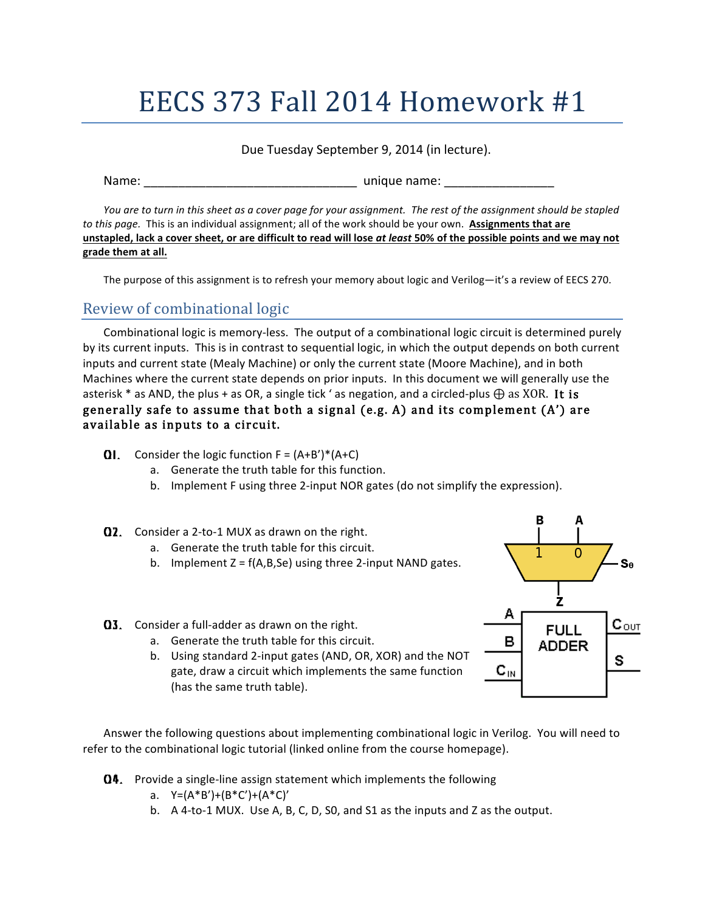# EECS 373 Fall 2014 Homework #1

Due Tuesday September 9, 2014 (in lecture).

Name: ______________________________ unique name: _______________

*You are to turn in this sheet as a cover page for your assignment. The rest of the assignment should be stapled to this page.* This is an individual assignment; all of the work should be your own. **Assignments that are unstapled, lack a cover sheet, or are difficult to read will lose *at least* 50% of the possible points and we may not grade them at all.**

The purpose of this assignment is to refresh your memory about logic and Verilog—it's a review of EECS 270.

## Review of combinational logic

Combinational logic is memory-less. The output of a combinational logic circuit is determined purely by its current inputs. This is in contrast to sequential logic, in which the output depends on both current inputs and current state (Mealy Machine) or only the current state (Moore Machine), and in both Machines where the current state depends on prior inputs. In this document we will generally use the asterisk * as AND, the plus + as OR, a single tick ' as negation, and a circled-plus ⊕ as XOR. **It is generally safe to assume that both a signal (e.g. A) and its complement (A') are available as inputs to a circuit.**

**Q1.** Consider the logic function F = (A+B')*(A+C)

a. Generate the truth table for this function.
b. Implement F using three 2-input NOR gates (do not simplify the expression).

**Q2.** Consider a 2-to-1 MUX as drawn on the right.

a. Generate the truth table for this circuit.
b. Implement Z = f(A,B,Se) using three 2-input NAND gates.

(Figure: 2-to-1 MUX with inputs B (1) and A (0), select $S_0$, output Z.)

**Q3.** Consider a full-adder as drawn on the right.

a. Generate the truth table for this circuit.
b. Using standard 2-input gates (AND, OR, XOR) and the NOT gate, draw a circuit which implements the same function (has the same truth table).

(Figure: FULL ADDER with inputs A, B, $C_{IN}$ and outputs $C_{OUT}$, S.)

Answer the following questions about implementing combinational logic in Verilog. You will need to refer to the combinational logic tutorial (linked online from the course homepage).

**Q4.** Provide a single-line assign statement which implements the following

a. Y=(A*B')+(B*C')+(A*C)'
b. A 4-to-1 MUX. Use A, B, C, D, S0, and S1 as the inputs and Z as the output.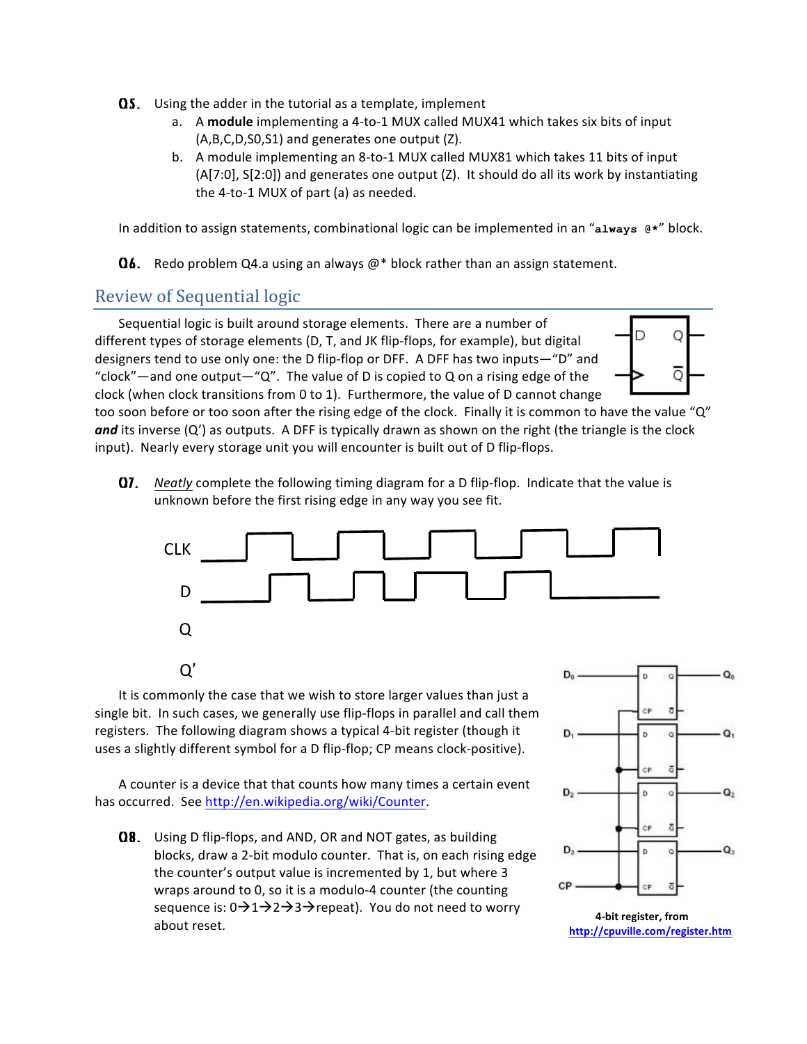**Q5.** Using the adder in the tutorial as a template, implement

a. A **module** implementing a 4-to-1 MUX called MUX41 which takes six bits of input (A,B,C,D,S0,S1) and generates one output (Z).
b. A module implementing an 8-to-1 MUX called MUX81 which takes 11 bits of input (A[7:0], S[2:0]) and generates one output (Z). It should do all its work by instantiating the 4-to-1 MUX of part (a) as needed.

In addition to assign statements, combinational logic can be implemented in an "`always @*`" block.

**Q6.** Redo problem Q4.a using an always @* block rather than an assign statement.

## Review of Sequential logic

Sequential logic is built around storage elements. There are a number of different types of storage elements (D, T, and JK flip-flops, for example), but digital designers tend to use only one: the D flip-flop or DFF. A DFF has two inputs—"D" and "clock"—and one output—"Q". The value of D is copied to Q on a rising edge of the clock (when clock transitions from 0 to 1). Furthermore, the value of D cannot change too soon before or too soon after the rising edge of the clock. Finally it is common to have the value "Q" ***and*** its inverse (Q') as outputs. A DFF is typically drawn as shown on the right (the triangle is the clock input). Nearly every storage unit you will encounter is built out of D flip-flops.

**Q7.** *Neatly* complete the following timing diagram for a D flip-flop. Indicate that the value is unknown before the first rising edge in any way you see fit.

CLK

D

Q

Q'

It is commonly the case that we wish to store larger values than just a single bit. In such cases, we generally use flip-flops in parallel and call them registers. The following diagram shows a typical 4-bit register (though it uses a slightly different symbol for a D flip-flop; CP means clock-positive).

A counter is a device that that counts how many times a certain event has occurred. See http://en.wikipedia.org/wiki/Counter.

**Q8.** Using D flip-flops, and AND, OR and NOT gates, as building blocks, draw a 2-bit modulo counter. That is, on each rising edge the counter's output value is incremented by 1, but where 3 wraps around to 0, so it is a modulo-4 counter (the counting sequence is: 0→1→2→3→repeat). You do not need to worry about reset.

**4-bit register, from http://cpuville.com/register.htm**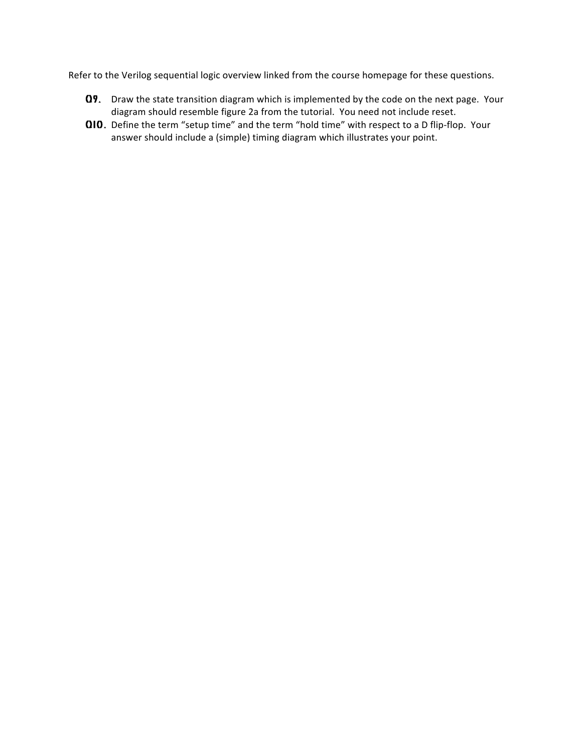Refer to the Verilog sequential logic overview linked from the course homepage for these questions.

**Q9.** Draw the state transition diagram which is implemented by the code on the next page. Your diagram should resemble figure 2a from the tutorial. You need not include reset.

**Q10.** Define the term "setup time" and the term "hold time" with respect to a D flip-flop. Your answer should include a (simple) timing diagram which illustrates your point.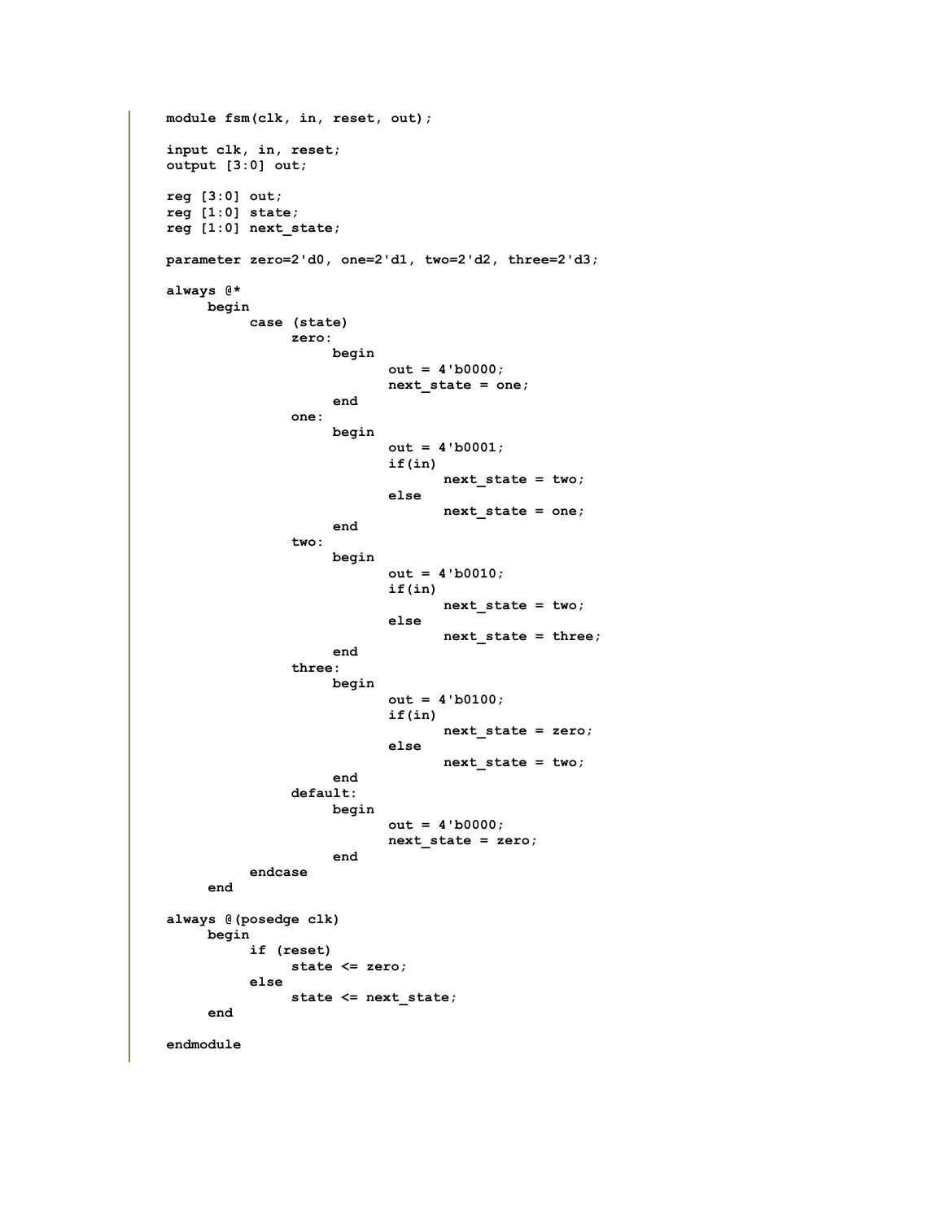```
module fsm(clk, in, reset, out);

input clk, in, reset;
output [3:0] out;

reg [3:0] out;
reg [1:0] state;
reg [1:0] next_state;

parameter zero=2'd0, one=2'd1, two=2'd2, three=2'd3;

always @*
     begin
          case (state)
               zero:
                    begin
                          out = 4'b0000;
                          next_state = one;
                    end
               one:
                    begin
                          out = 4'b0001;
                          if(in)
                                next_state = two;
                          else
                                next_state = one;
                    end
               two:
                    begin
                          out = 4'b0010;
                          if(in)
                                next_state = two;
                          else
                                next_state = three;
                    end
               three:
                    begin
                          out = 4'b0100;
                          if(in)
                                next_state = zero;
                          else
                                next_state = two;
                    end
               default:
                    begin
                          out = 4'b0000;
                          next_state = zero;
                    end
          endcase
     end

always @(posedge clk)
     begin
          if (reset)
               state <= zero;
          else
               state <= next_state;
     end

endmodule
```